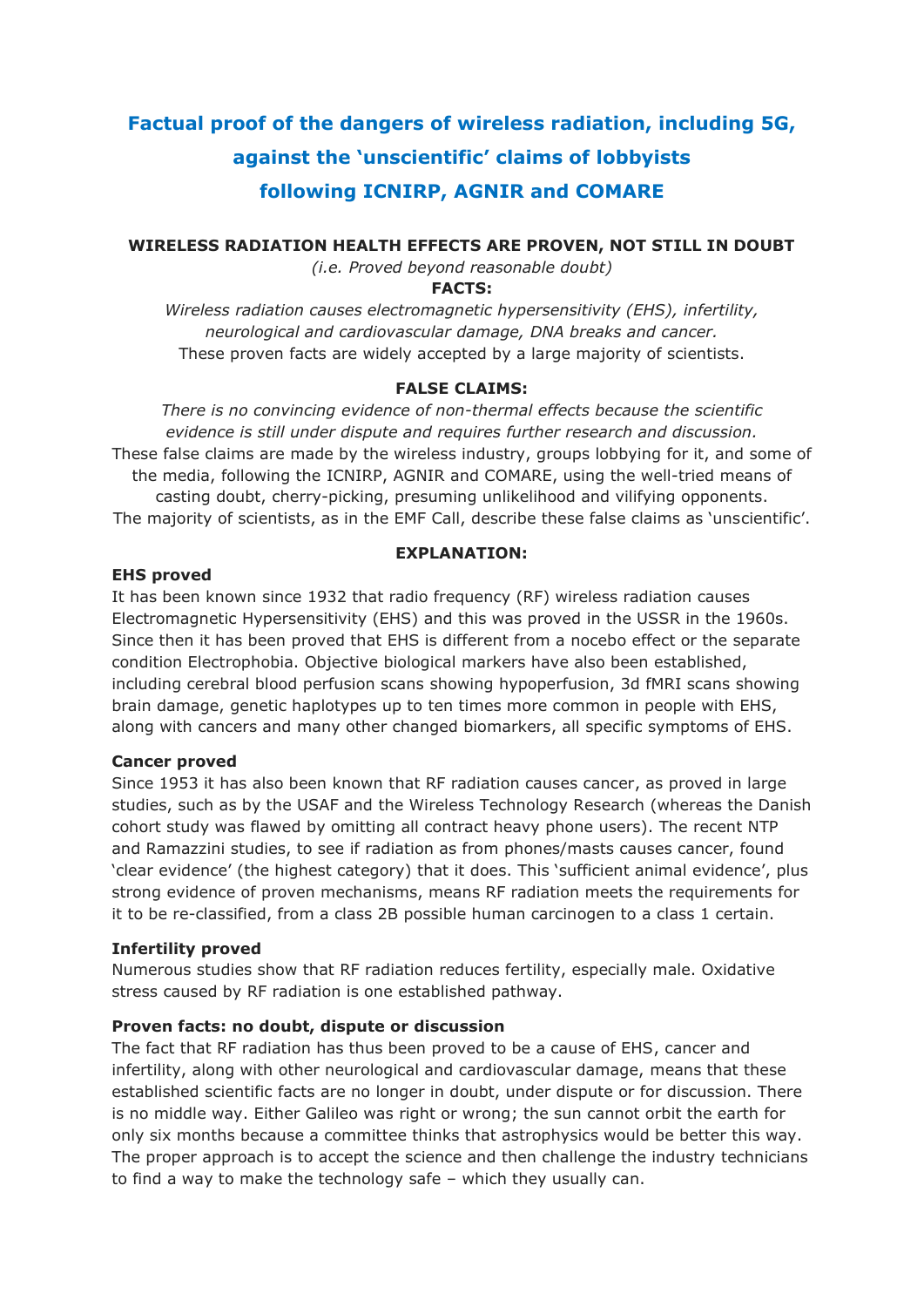# Factual proof of the dangers of wireless radiation, including 5G, against the 'unscientific' claims of lobbyists following ICNIRP, AGNIR and COMARE

**WIRELESS RADIATION HEALTH EFFECTS ARE PROVEN, NOT STILL IN DOUBT**

*(i.e. Proved beyond reasonable doubt)*

**FACTS:**

*Wireless radiation causes electromagnetic hypersensitivity (EHS), infertility, neurological and cardiovascular damage, DNA breaks and cancer.*
These proven facts are widely accepted by a large majority of scientists.

**FALSE CLAIMS:**

*There is no convincing evidence of non-thermal effects because the scientific evidence is still under dispute and requires further research and discussion.*
These false claims are made by the wireless industry, groups lobbying for it, and some of the media, following the ICNIRP, AGNIR and COMARE, using the well-tried means of casting doubt, cherry-picking, presuming unlikelihood and vilifying opponents.
The majority of scientists, as in the EMF Call, describe these false claims as 'unscientific'.

**EXPLANATION:**

**EHS proved**

It has been known since 1932 that radio frequency (RF) wireless radiation causes Electromagnetic Hypersensitivity (EHS) and this was proved in the USSR in the 1960s. Since then it has been proved that EHS is different from a nocebo effect or the separate condition Electrophobia. Objective biological markers have also been established, including cerebral blood perfusion scans showing hypoperfusion, 3d fMRI scans showing brain damage, genetic haplotypes up to ten times more common in people with EHS, along with cancers and many other changed biomarkers, all specific symptoms of EHS.

**Cancer proved**

Since 1953 it has also been known that RF radiation causes cancer, as proved in large studies, such as by the USAF and the Wireless Technology Research (whereas the Danish cohort study was flawed by omitting all contract heavy phone users). The recent NTP and Ramazzini studies, to see if radiation as from phones/masts causes cancer, found 'clear evidence' (the highest category) that it does. This 'sufficient animal evidence', plus strong evidence of proven mechanisms, means RF radiation meets the requirements for it to be re-classified, from a class 2B possible human carcinogen to a class 1 certain.

**Infertility proved**

Numerous studies show that RF radiation reduces fertility, especially male. Oxidative stress caused by RF radiation is one established pathway.

**Proven facts: no doubt, dispute or discussion**

The fact that RF radiation has thus been proved to be a cause of EHS, cancer and infertility, along with other neurological and cardiovascular damage, means that these established scientific facts are no longer in doubt, under dispute or for discussion. There is no middle way. Either Galileo was right or wrong; the sun cannot orbit the earth for only six months because a committee thinks that astrophysics would be better this way. The proper approach is to accept the science and then challenge the industry technicians to find a way to make the technology safe – which they usually can.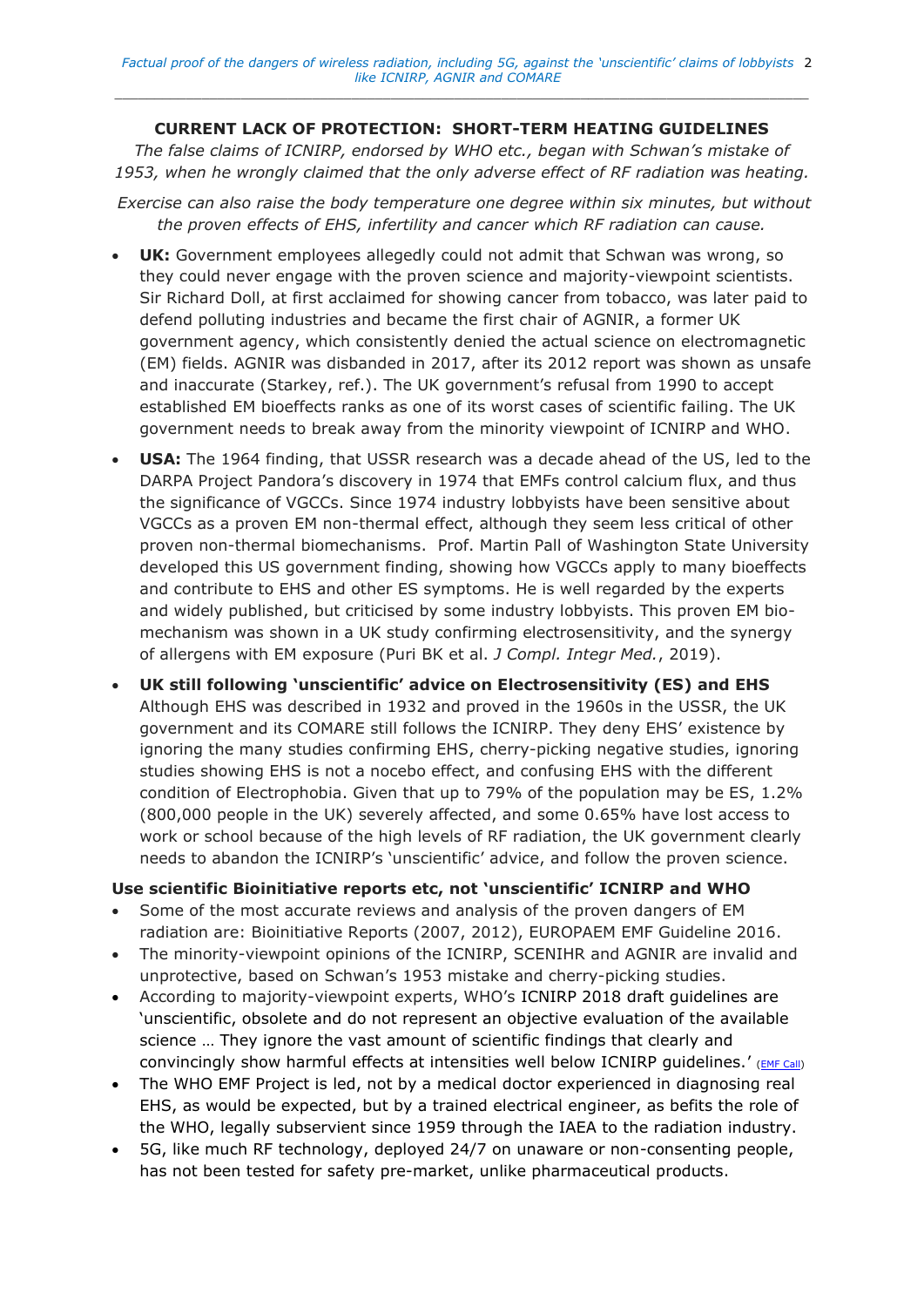## CURRENT LACK OF PROTECTION: SHORT-TERM HEATING GUIDELINES

*The false claims of ICNIRP, endorsed by WHO etc., began with Schwan's mistake of 1953, when he wrongly claimed that the only adverse effect of RF radiation was heating.*

*Exercise can also raise the body temperature one degree within six minutes, but without the proven effects of EHS, infertility and cancer which RF radiation can cause.*

- **UK:** Government employees allegedly could not admit that Schwan was wrong, so they could never engage with the proven science and majority-viewpoint scientists. Sir Richard Doll, at first acclaimed for showing cancer from tobacco, was later paid to defend polluting industries and became the first chair of AGNIR, a former UK government agency, which consistently denied the actual science on electromagnetic (EM) fields. AGNIR was disbanded in 2017, after its 2012 report was shown as unsafe and inaccurate (Starkey, ref.). The UK government's refusal from 1990 to accept established EM bioeffects ranks as one of its worst cases of scientific failing. The UK government needs to break away from the minority viewpoint of ICNIRP and WHO.
- **USA:** The 1964 finding, that USSR research was a decade ahead of the US, led to the DARPA Project Pandora's discovery in 1974 that EMFs control calcium flux, and thus the significance of VGCCs. Since 1974 industry lobbyists have been sensitive about VGCCs as a proven EM non-thermal effect, although they seem less critical of other proven non-thermal biomechanisms. Prof. Martin Pall of Washington State University developed this US government finding, showing how VGCCs apply to many bioeffects and contribute to EHS and other ES symptoms. He is well regarded by the experts and widely published, but criticised by some industry lobbyists. This proven EM bio-mechanism was shown in a UK study confirming electrosensitivity, and the synergy of allergens with EM exposure (Puri BK et al. *J Compl. Integr Med.*, 2019).
- **UK still following 'unscientific' advice on Electrosensitivity (ES) and EHS**
  Although EHS was described in 1932 and proved in the 1960s in the USSR, the UK government and its COMARE still follows the ICNIRP. They deny EHS' existence by ignoring the many studies confirming EHS, cherry-picking negative studies, ignoring studies showing EHS is not a nocebo effect, and confusing EHS with the different condition of Electrophobia. Given that up to 79% of the population may be ES, 1.2% (800,000 people in the UK) severely affected, and some 0.65% have lost access to work or school because of the high levels of RF radiation, the UK government clearly needs to abandon the ICNIRP's 'unscientific' advice, and follow the proven science.

### Use scientific Bioinitiative reports etc, not 'unscientific' ICNIRP and WHO

- Some of the most accurate reviews and analysis of the proven dangers of EM radiation are: Bioinitiative Reports (2007, 2012), EUROPAEM EMF Guideline 2016.
- The minority-viewpoint opinions of the ICNIRP, SCENIHR and AGNIR are invalid and unprotective, based on Schwan's 1953 mistake and cherry-picking studies.
- According to majority-viewpoint experts, WHO's ICNIRP 2018 draft guidelines are 'unscientific, obsolete and do not represent an objective evaluation of the available science … They ignore the vast amount of scientific findings that clearly and convincingly show harmful effects at intensities well below ICNIRP guidelines.' (EMF Call)
- The WHO EMF Project is led, not by a medical doctor experienced in diagnosing real EHS, as would be expected, but by a trained electrical engineer, as befits the role of the WHO, legally subservient since 1959 through the IAEA to the radiation industry.
- 5G, like much RF technology, deployed 24/7 on unaware or non-consenting people, has not been tested for safety pre-market, unlike pharmaceutical products.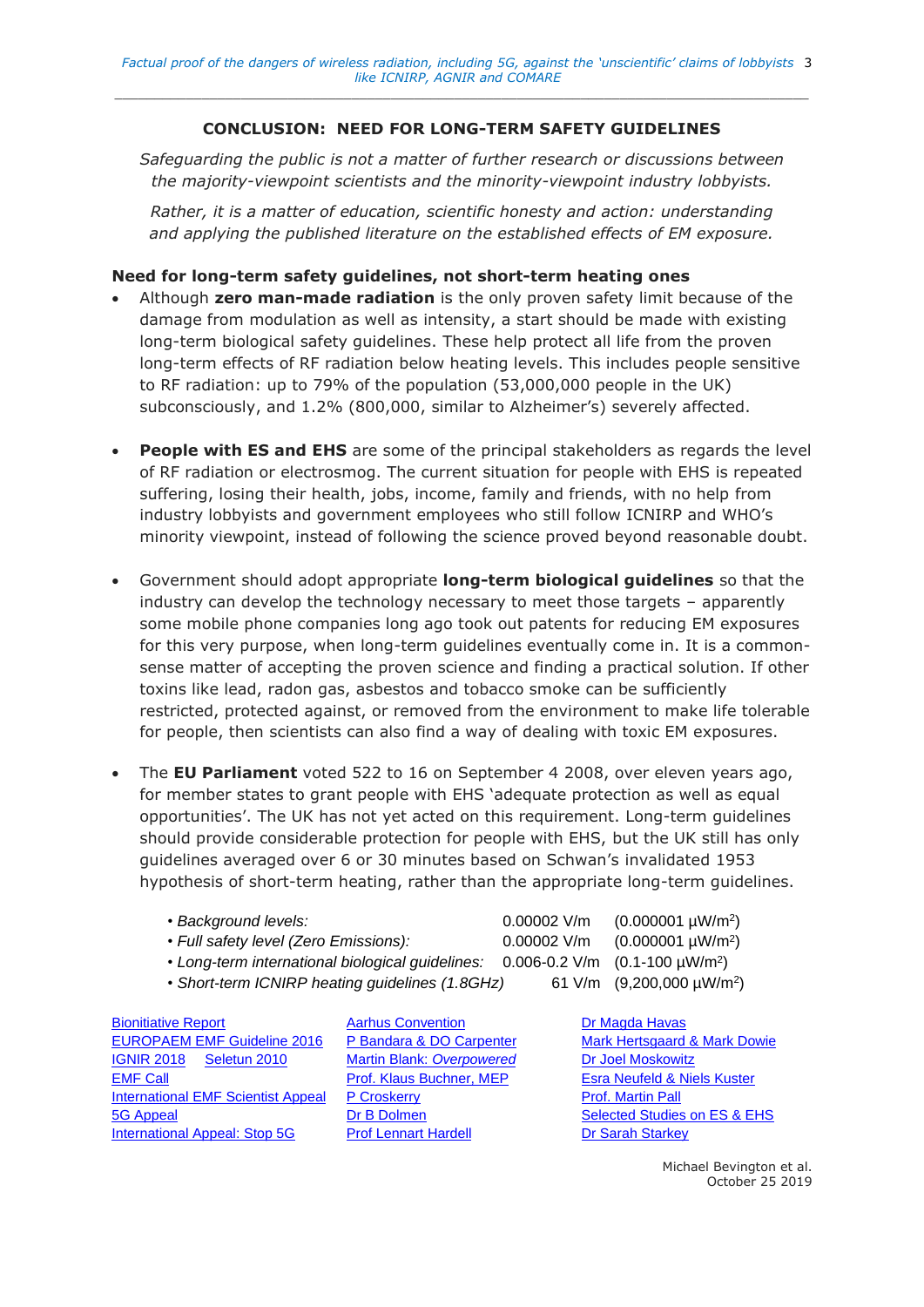## CONCLUSION: NEED FOR LONG-TERM SAFETY GUIDELINES

*Safeguarding the public is not a matter of further research or discussions between the majority-viewpoint scientists and the minority-viewpoint industry lobbyists.*

*Rather, it is a matter of education, scientific honesty and action: understanding and applying the published literature on the established effects of EM exposure.*

### Need for long-term safety guidelines, not short-term heating ones

- Although **zero man-made radiation** is the only proven safety limit because of the damage from modulation as well as intensity, a start should be made with existing long-term biological safety guidelines. These help protect all life from the proven long-term effects of RF radiation below heating levels. This includes people sensitive to RF radiation: up to 79% of the population (53,000,000 people in the UK) subconsciously, and 1.2% (800,000, similar to Alzheimer's) severely affected.

- **People with ES and EHS** are some of the principal stakeholders as regards the level of RF radiation or electrosmog. The current situation for people with EHS is repeated suffering, losing their health, jobs, income, family and friends, with no help from industry lobbyists and government employees who still follow ICNIRP and WHO's minority viewpoint, instead of following the science proved beyond reasonable doubt.

- Government should adopt appropriate **long-term biological guidelines** so that the industry can develop the technology necessary to meet those targets – apparently some mobile phone companies long ago took out patents for reducing EM exposures for this very purpose, when long-term guidelines eventually come in. It is a common-sense matter of accepting the proven science and finding a practical solution. If other toxins like lead, radon gas, asbestos and tobacco smoke can be sufficiently restricted, protected against, or removed from the environment to make life tolerable for people, then scientists can also find a way of dealing with toxic EM exposures.

- The **EU Parliament** voted 522 to 16 on September 4 2008, over eleven years ago, for member states to grant people with EHS 'adequate protection as well as equal opportunities'. The UK has not yet acted on this requirement. Long-term guidelines should provide considerable protection for people with EHS, but the UK still has only guidelines averaged over 6 or 30 minutes based on Schwan's invalidated 1953 hypothesis of short-term heating, rather than the appropriate long-term guidelines.

| | | |
|---|---|---|
| • *Background levels:* | 0.00002 V/m | (0.000001 μW/m$^2$) |
| • *Full safety level (Zero Emissions):* | 0.00002 V/m | (0.000001 μW/m$^2$) |
| • *Long-term international biological guidelines:* | 0.006-0.2 V/m | (0.1-100 μW/m$^2$) |
| • *Short-term ICNIRP heating guidelines (1.8GHz)* | 61 V/m | (9,200,000 μW/m$^2$) |

Bionitiative Report
EUROPAEM EMF Guideline 2016
IGNIR 2018    Seletun 2010
EMF Call
International EMF Scientist Appeal
5G Appeal
International Appeal: Stop 5G

Aarhus Convention
P Bandara & DO Carpenter
Martin Blank: *Overpowered*
Prof. Klaus Buchner, MEP
P Croskerry
Dr B Dolmen
Prof Lennart Hardell

Dr Magda Havas
Mark Hertsgaard & Mark Dowie
Dr Joel Moskowitz
Esra Neufeld & Niels Kuster
Prof. Martin Pall
Selected Studies on ES & EHS
Dr Sarah Starkey

Michael Bevington et al.
October 25 2019